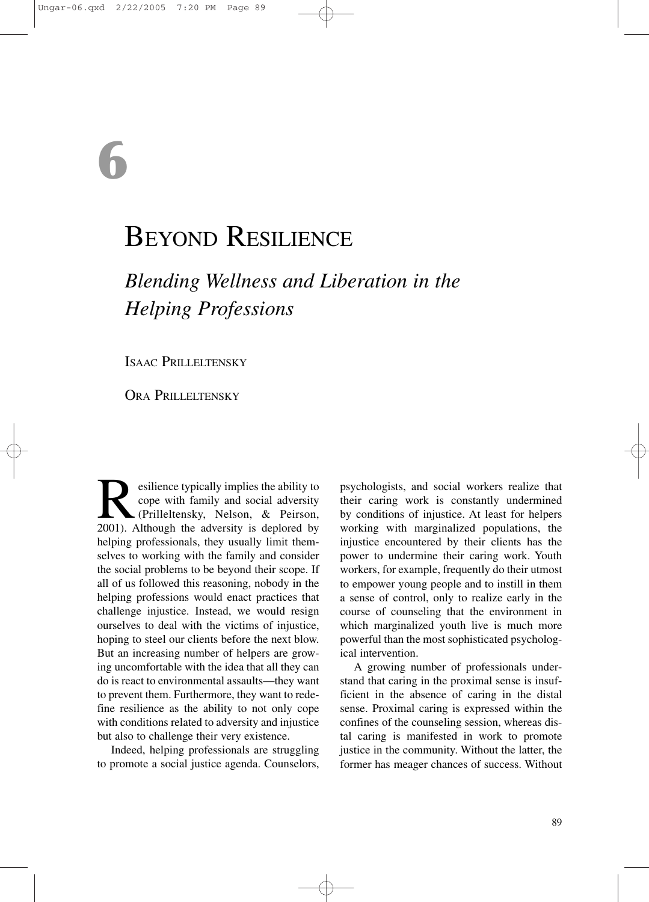# 6

# BEYOND RESILIENCE

## *Blending Wellness and Liberation in the Helping Professions*

ISAAC PRILLELTENSKY

ORA PRILLELTENSKY

Resilience typically implies the ability to cope with family and social adversity (Prilleltensky, Nelson, & Peirson, 2001). Although the adversity is deplored by helping professionals, they usually limit themselves to working with the family and consider the social problems to be beyond their scope. If all of us followed this reasoning, nobody in the helping professions would enact practices that challenge injustice. Instead, we would resign ourselves to deal with the victims of injustice, hoping to steel our clients before the next blow. But an increasing number of helpers are growing uncomfortable with the idea that all they can do is react to environmental assaults—they want to prevent them. Furthermore, they want to redefine resilience as the ability to not only cope with conditions related to adversity and injustice but also to challenge their very existence.

Indeed, helping professionals are struggling to promote a social justice agenda. Counselors, psychologists, and social workers realize that their caring work is constantly undermined by conditions of injustice. At least for helpers working with marginalized populations, the injustice encountered by their clients has the power to undermine their caring work. Youth workers, for example, frequently do their utmost to empower young people and to instill in them a sense of control, only to realize early in the course of counseling that the environment in which marginalized youth live is much more powerful than the most sophisticated psychological intervention.

A growing number of professionals understand that caring in the proximal sense is insufficient in the absence of caring in the distal sense. Proximal caring is expressed within the confines of the counseling session, whereas distal caring is manifested in work to promote justice in the community. Without the latter, the former has meager chances of success. Without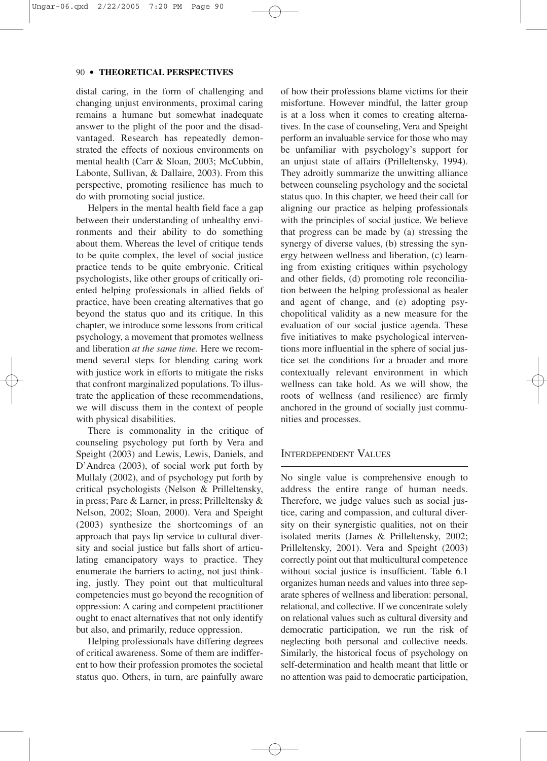distal caring, in the form of challenging and changing unjust environments, proximal caring remains a humane but somewhat inadequate answer to the plight of the poor and the disadvantaged. Research has repeatedly demonstrated the effects of noxious environments on mental health (Carr & Sloan, 2003; McCubbin, Labonte, Sullivan, & Dallaire, 2003). From this perspective, promoting resilience has much to do with promoting social justice.

Helpers in the mental health field face a gap between their understanding of unhealthy environments and their ability to do something about them. Whereas the level of critique tends to be quite complex, the level of social justice practice tends to be quite embryonic. Critical psychologists, like other groups of critically oriented helping professionals in allied fields of practice, have been creating alternatives that go beyond the status quo and its critique. In this chapter, we introduce some lessons from critical psychology, a movement that promotes wellness and liberation *at the same time.* Here we recommend several steps for blending caring work with justice work in efforts to mitigate the risks that confront marginalized populations. To illustrate the application of these recommendations, we will discuss them in the context of people with physical disabilities.

There is commonality in the critique of counseling psychology put forth by Vera and Speight (2003) and Lewis, Lewis, Daniels, and D'Andrea (2003), of social work put forth by Mullaly (2002), and of psychology put forth by critical psychologists (Nelson & Prilleltensky, in press; Pare & Larner, in press; Prilleltensky & Nelson, 2002; Sloan, 2000). Vera and Speight (2003) synthesize the shortcomings of an approach that pays lip service to cultural diversity and social justice but falls short of articulating emancipatory ways to practice. They enumerate the barriers to acting, not just thinking, justly. They point out that multicultural competencies must go beyond the recognition of oppression: A caring and competent practitioner ought to enact alternatives that not only identify but also, and primarily, reduce oppression.

Helping professionals have differing degrees of critical awareness. Some of them are indifferent to how their profession promotes the societal status quo. Others, in turn, are painfully aware of how their professions blame victims for their misfortune. However mindful, the latter group is at a loss when it comes to creating alternatives. In the case of counseling, Vera and Speight perform an invaluable service for those who may be unfamiliar with psychology's support for an unjust state of affairs (Prilleltensky, 1994). They adroitly summarize the unwitting alliance between counseling psychology and the societal status quo. In this chapter, we heed their call for aligning our practice as helping professionals with the principles of social justice. We believe that progress can be made by (a) stressing the synergy of diverse values, (b) stressing the synergy between wellness and liberation, (c) learning from existing critiques within psychology and other fields, (d) promoting role reconciliation between the helping professional as healer and agent of change, and (e) adopting psychopolitical validity as a new measure for the evaluation of our social justice agenda. These five initiatives to make psychological interventions more influential in the sphere of social justice set the conditions for a broader and more contextually relevant environment in which wellness can take hold. As we will show, the roots of wellness (and resilience) are firmly anchored in the ground of socially just communities and processes.

## Interdependent Values

No single value is comprehensive enough to address the entire range of human needs. Therefore, we judge values such as social justice, caring and compassion, and cultural diversity on their synergistic qualities, not on their isolated merits (James & Prilleltensky, 2002; Prilleltensky, 2001). Vera and Speight (2003) correctly point out that multicultural competence without social justice is insufficient. Table 6.1 organizes human needs and values into three separate spheres of wellness and liberation: personal, relational, and collective. If we concentrate solely on relational values such as cultural diversity and democratic participation, we run the risk of neglecting both personal and collective needs. Similarly, the historical focus of psychology on self-determination and health meant that little or no attention was paid to democratic participation,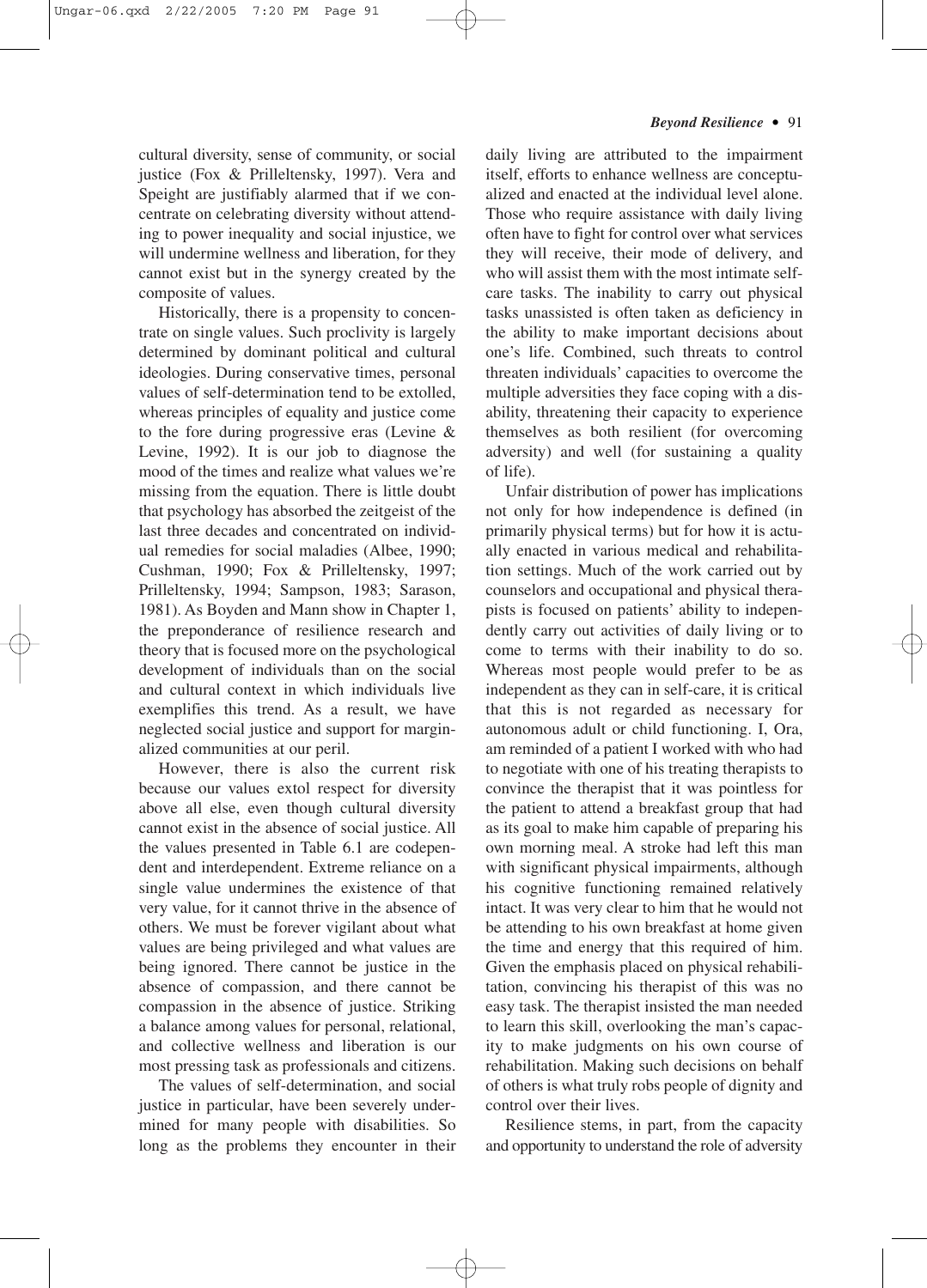cultural diversity, sense of community, or social justice (Fox & Prilleltensky, 1997). Vera and Speight are justifiably alarmed that if we concentrate on celebrating diversity without attending to power inequality and social injustice, we will undermine wellness and liberation, for they cannot exist but in the synergy created by the composite of values.

Historically, there is a propensity to concentrate on single values. Such proclivity is largely determined by dominant political and cultural ideologies. During conservative times, personal values of self-determination tend to be extolled, whereas principles of equality and justice come to the fore during progressive eras (Levine & Levine, 1992). It is our job to diagnose the mood of the times and realize what values we're missing from the equation. There is little doubt that psychology has absorbed the zeitgeist of the last three decades and concentrated on individual remedies for social maladies (Albee, 1990; Cushman, 1990; Fox & Prilleltensky, 1997; Prilleltensky, 1994; Sampson, 1983; Sarason, 1981). As Boyden and Mann show in Chapter 1, the preponderance of resilience research and theory that is focused more on the psychological development of individuals than on the social and cultural context in which individuals live exemplifies this trend. As a result, we have neglected social justice and support for marginalized communities at our peril.

However, there is also the current risk because our values extol respect for diversity above all else, even though cultural diversity cannot exist in the absence of social justice. All the values presented in Table 6.1 are codependent and interdependent. Extreme reliance on a single value undermines the existence of that very value, for it cannot thrive in the absence of others. We must be forever vigilant about what values are being privileged and what values are being ignored. There cannot be justice in the absence of compassion, and there cannot be compassion in the absence of justice. Striking a balance among values for personal, relational, and collective wellness and liberation is our most pressing task as professionals and citizens.

The values of self-determination, and social justice in particular, have been severely undermined for many people with disabilities. So long as the problems they encounter in their daily living are attributed to the impairment itself, efforts to enhance wellness are conceptualized and enacted at the individual level alone. Those who require assistance with daily living often have to fight for control over what services they will receive, their mode of delivery, and who will assist them with the most intimate self-care tasks. The inability to carry out physical tasks unassisted is often taken as deficiency in the ability to make important decisions about one's life. Combined, such threats to control threaten individuals' capacities to overcome the multiple adversities they face coping with a disability, threatening their capacity to experience themselves as both resilient (for overcoming adversity) and well (for sustaining a quality of life).

Unfair distribution of power has implications not only for how independence is defined (in primarily physical terms) but for how it is actually enacted in various medical and rehabilitation settings. Much of the work carried out by counselors and occupational and physical therapists is focused on patients' ability to independently carry out activities of daily living or to come to terms with their inability to do so. Whereas most people would prefer to be as independent as they can in self-care, it is critical that this is not regarded as necessary for autonomous adult or child functioning. I, Ora, am reminded of a patient I worked with who had to negotiate with one of his treating therapists to convince the therapist that it was pointless for the patient to attend a breakfast group that had as its goal to make him capable of preparing his own morning meal. A stroke had left this man with significant physical impairments, although his cognitive functioning remained relatively intact. It was very clear to him that he would not be attending to his own breakfast at home given the time and energy that this required of him. Given the emphasis placed on physical rehabilitation, convincing his therapist of this was no easy task. The therapist insisted the man needed to learn this skill, overlooking the man's capacity to make judgments on his own course of rehabilitation. Making such decisions on behalf of others is what truly robs people of dignity and control over their lives.

Resilience stems, in part, from the capacity and opportunity to understand the role of adversity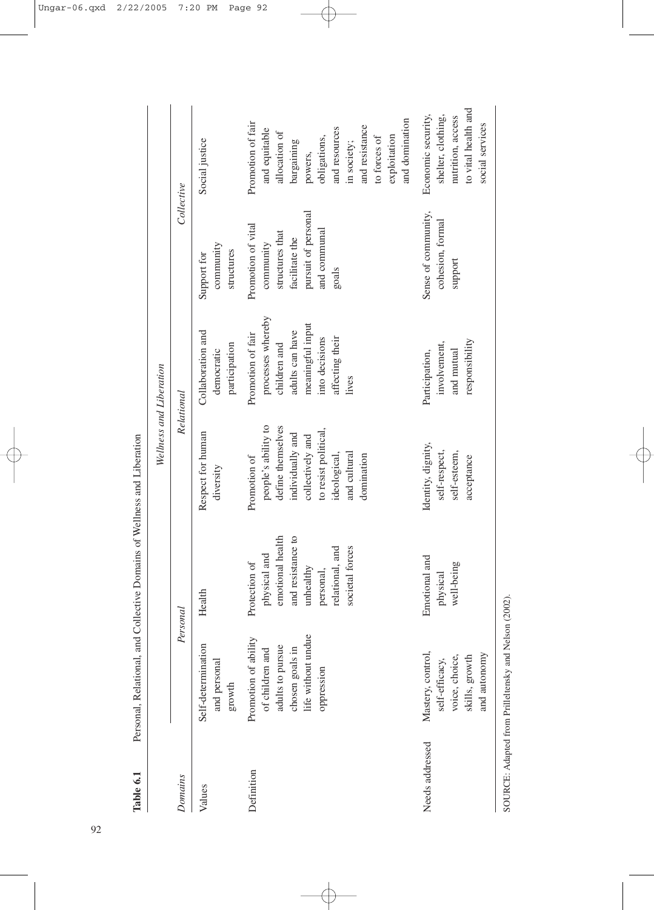**Table 6.1** Personal, Relational, and Collective Domains of Wellness and Liberation

| | *Wellness and Liberation* | | | | | |
|---|---|---|---|---|---|---|
| *Domains* | *Personal* | | *Relational* | | *Collective* | |
| Values | Self-determination and personal growth | Health | Respect for human diversity | Collaboration and democratic participation | Support for community structures | Social justice |
| Definition | Promotion of ability of children and adults to pursue chosen goals in life without undue oppression | Protection of physical and emotional health and resistance to unhealthy personal, relational, and societal forces | Promotion of people's ability to define themselves individually and collectively and to resist political, ideological, and cultural domination | Promotion of fair processes whereby children and adults can have meaningful input into decisions affecting their lives | Promotion of vital community structures that facilitate the pursuit of personal and communal goals | Promotion of fair and equitable allocation of bargaining powers, obligations, and resources in society; and resistance to forces of exploitation and domination |
| Needs addressed | Mastery, control, self-efficacy, voice, choice, skills, growth and autonomy | Emotional and physical well-being | Identity, dignity, self-respect, self-esteem, acceptance | Participation, involvement, and mutual responsibility | Sense of community, cohesion, formal support | Economic security, shelter, clothing, nutrition, access to vital health and social services |

SOURCE: Adapted from Prilleltensky and Nelson (2002).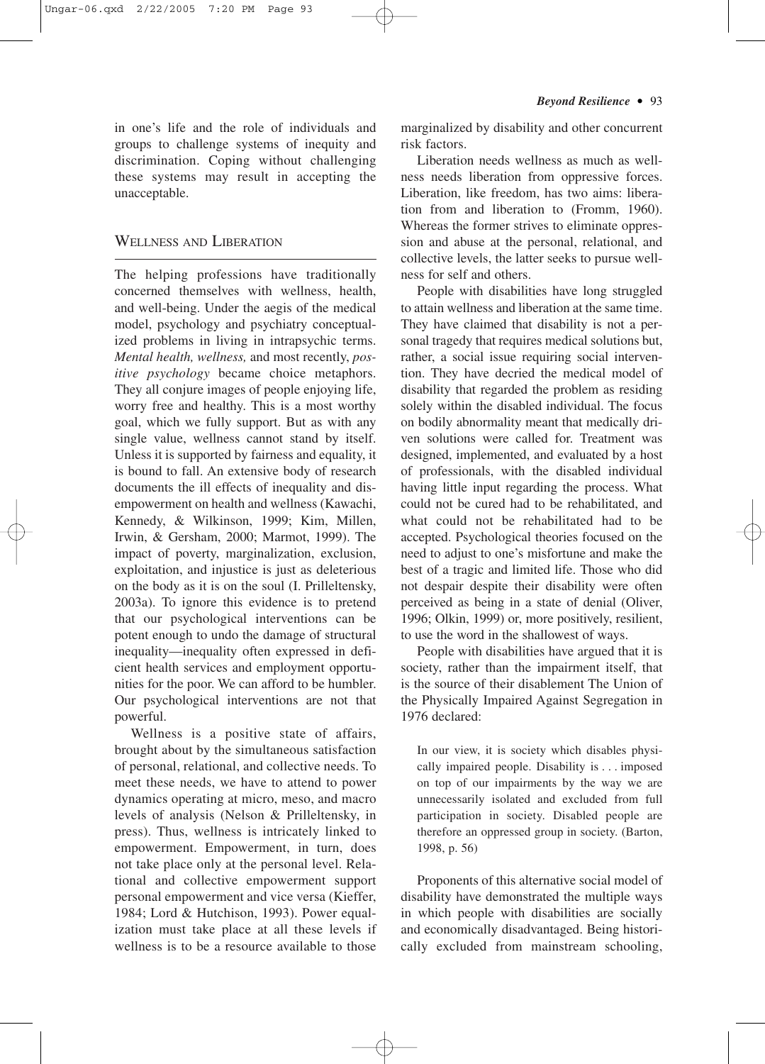in one's life and the role of individuals and groups to challenge systems of inequity and discrimination. Coping without challenging these systems may result in accepting the unacceptable.

## Wellness and Liberation

The helping professions have traditionally concerned themselves with wellness, health, and well-being. Under the aegis of the medical model, psychology and psychiatry conceptualized problems in living in intrapsychic terms. *Mental health, wellness,* and most recently, *positive psychology* became choice metaphors. They all conjure images of people enjoying life, worry free and healthy. This is a most worthy goal, which we fully support. But as with any single value, wellness cannot stand by itself. Unless it is supported by fairness and equality, it is bound to fall. An extensive body of research documents the ill effects of inequality and disempowerment on health and wellness (Kawachi, Kennedy, & Wilkinson, 1999; Kim, Millen, Irwin, & Gersham, 2000; Marmot, 1999). The impact of poverty, marginalization, exclusion, exploitation, and injustice is just as deleterious on the body as it is on the soul (I. Prilleltensky, 2003a). To ignore this evidence is to pretend that our psychological interventions can be potent enough to undo the damage of structural inequality—inequality often expressed in deficient health services and employment opportunities for the poor. We can afford to be humbler. Our psychological interventions are not that powerful.

Wellness is a positive state of affairs, brought about by the simultaneous satisfaction of personal, relational, and collective needs. To meet these needs, we have to attend to power dynamics operating at micro, meso, and macro levels of analysis (Nelson & Prilleltensky, in press). Thus, wellness is intricately linked to empowerment. Empowerment, in turn, does not take place only at the personal level. Relational and collective empowerment support personal empowerment and vice versa (Kieffer, 1984; Lord & Hutchison, 1993). Power equalization must take place at all these levels if wellness is to be a resource available to those marginalized by disability and other concurrent risk factors.

Liberation needs wellness as much as wellness needs liberation from oppressive forces. Liberation, like freedom, has two aims: liberation from and liberation to (Fromm, 1960). Whereas the former strives to eliminate oppression and abuse at the personal, relational, and collective levels, the latter seeks to pursue wellness for self and others.

People with disabilities have long struggled to attain wellness and liberation at the same time. They have claimed that disability is not a personal tragedy that requires medical solutions but, rather, a social issue requiring social intervention. They have decried the medical model of disability that regarded the problem as residing solely within the disabled individual. The focus on bodily abnormality meant that medically driven solutions were called for. Treatment was designed, implemented, and evaluated by a host of professionals, with the disabled individual having little input regarding the process. What could not be cured had to be rehabilitated, and what could not be rehabilitated had to be accepted. Psychological theories focused on the need to adjust to one's misfortune and make the best of a tragic and limited life. Those who did not despair despite their disability were often perceived as being in a state of denial (Oliver, 1996; Olkin, 1999) or, more positively, resilient, to use the word in the shallowest of ways.

People with disabilities have argued that it is society, rather than the impairment itself, that is the source of their disablement The Union of the Physically Impaired Against Segregation in 1976 declared:

> In our view, it is society which disables physically impaired people. Disability is . . . imposed on top of our impairments by the way we are unnecessarily isolated and excluded from full participation in society. Disabled people are therefore an oppressed group in society. (Barton, 1998, p. 56)

Proponents of this alternative social model of disability have demonstrated the multiple ways in which people with disabilities are socially and economically disadvantaged. Being historically excluded from mainstream schooling,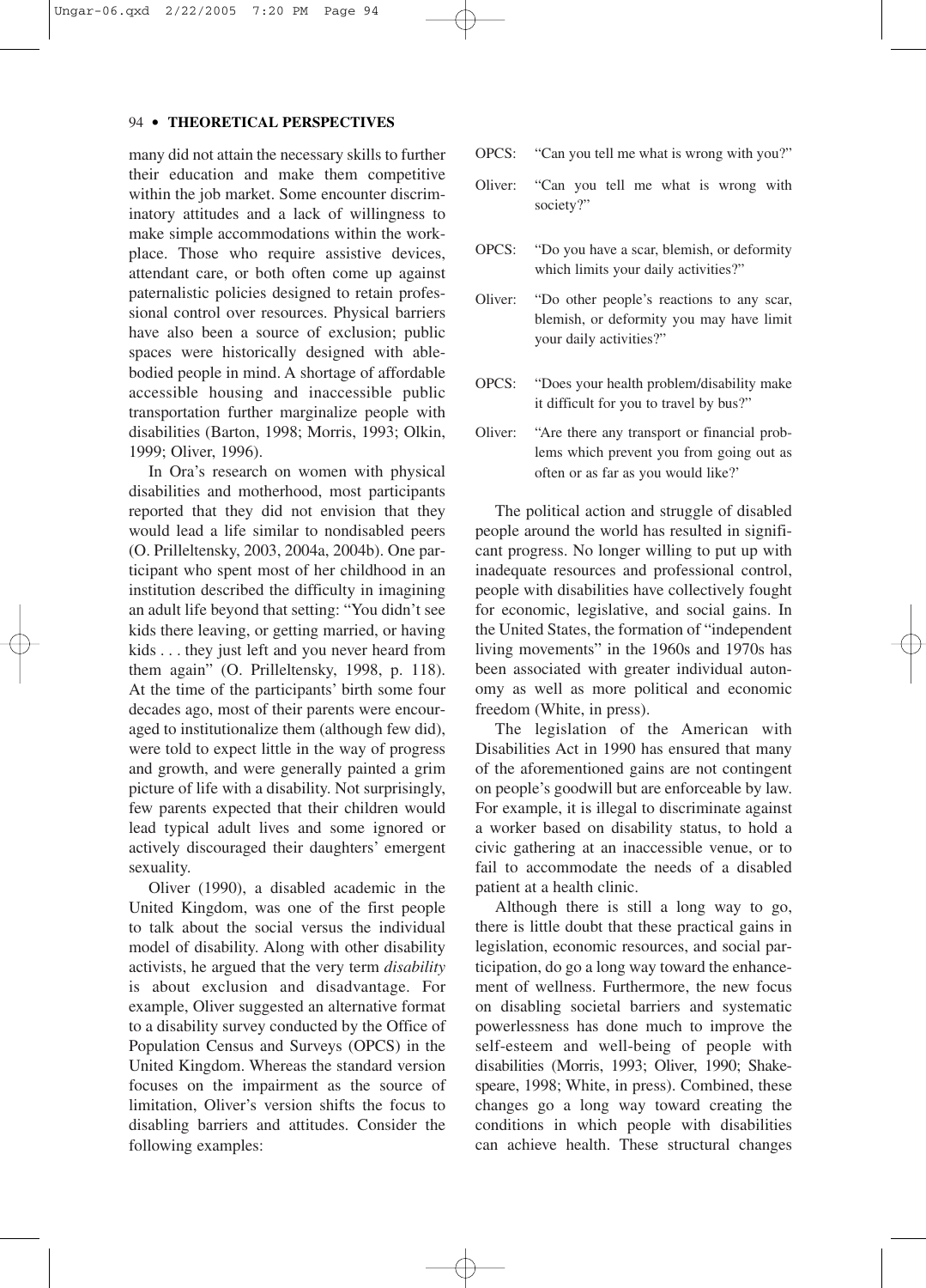many did not attain the necessary skills to further their education and make them competitive within the job market. Some encounter discriminatory attitudes and a lack of willingness to make simple accommodations within the workplace. Those who require assistive devices, attendant care, or both often come up against paternalistic policies designed to retain professional control over resources. Physical barriers have also been a source of exclusion; public spaces were historically designed with able-bodied people in mind. A shortage of affordable accessible housing and inaccessible public transportation further marginalize people with disabilities (Barton, 1998; Morris, 1993; Olkin, 1999; Oliver, 1996).

In Ora's research on women with physical disabilities and motherhood, most participants reported that they did not envision that they would lead a life similar to nondisabled peers (O. Prilleltensky, 2003, 2004a, 2004b). One participant who spent most of her childhood in an institution described the difficulty in imagining an adult life beyond that setting: "You didn't see kids there leaving, or getting married, or having kids . . . they just left and you never heard from them again" (O. Prilleltensky, 1998, p. 118). At the time of the participants' birth some four decades ago, most of their parents were encouraged to institutionalize them (although few did), were told to expect little in the way of progress and growth, and were generally painted a grim picture of life with a disability. Not surprisingly, few parents expected that their children would lead typical adult lives and some ignored or actively discouraged their daughters' emergent sexuality.

Oliver (1990), a disabled academic in the United Kingdom, was one of the first people to talk about the social versus the individual model of disability. Along with other disability activists, he argued that the very term *disability* is about exclusion and disadvantage. For example, Oliver suggested an alternative format to a disability survey conducted by the Office of Population Census and Surveys (OPCS) in the United Kingdom. Whereas the standard version focuses on the impairment as the source of limitation, Oliver's version shifts the focus to disabling barriers and attitudes. Consider the following examples:

OPCS: "Can you tell me what is wrong with you?"

Oliver: "Can you tell me what is wrong with society?"

OPCS: "Do you have a scar, blemish, or deformity which limits your daily activities?"

Oliver: "Do other people's reactions to any scar, blemish, or deformity you may have limit your daily activities?"

OPCS: "Does your health problem/disability make it difficult for you to travel by bus?"

Oliver: "Are there any transport or financial problems which prevent you from going out as often or as far as you would like?'

The political action and struggle of disabled people around the world has resulted in significant progress. No longer willing to put up with inadequate resources and professional control, people with disabilities have collectively fought for economic, legislative, and social gains. In the United States, the formation of "independent living movements" in the 1960s and 1970s has been associated with greater individual autonomy as well as more political and economic freedom (White, in press).

The legislation of the American with Disabilities Act in 1990 has ensured that many of the aforementioned gains are not contingent on people's goodwill but are enforceable by law. For example, it is illegal to discriminate against a worker based on disability status, to hold a civic gathering at an inaccessible venue, or to fail to accommodate the needs of a disabled patient at a health clinic.

Although there is still a long way to go, there is little doubt that these practical gains in legislation, economic resources, and social participation, do go a long way toward the enhancement of wellness. Furthermore, the new focus on disabling societal barriers and systematic powerlessness has done much to improve the self-esteem and well-being of people with disabilities (Morris, 1993; Oliver, 1990; Shakespeare, 1998; White, in press). Combined, these changes go a long way toward creating the conditions in which people with disabilities can achieve health. These structural changes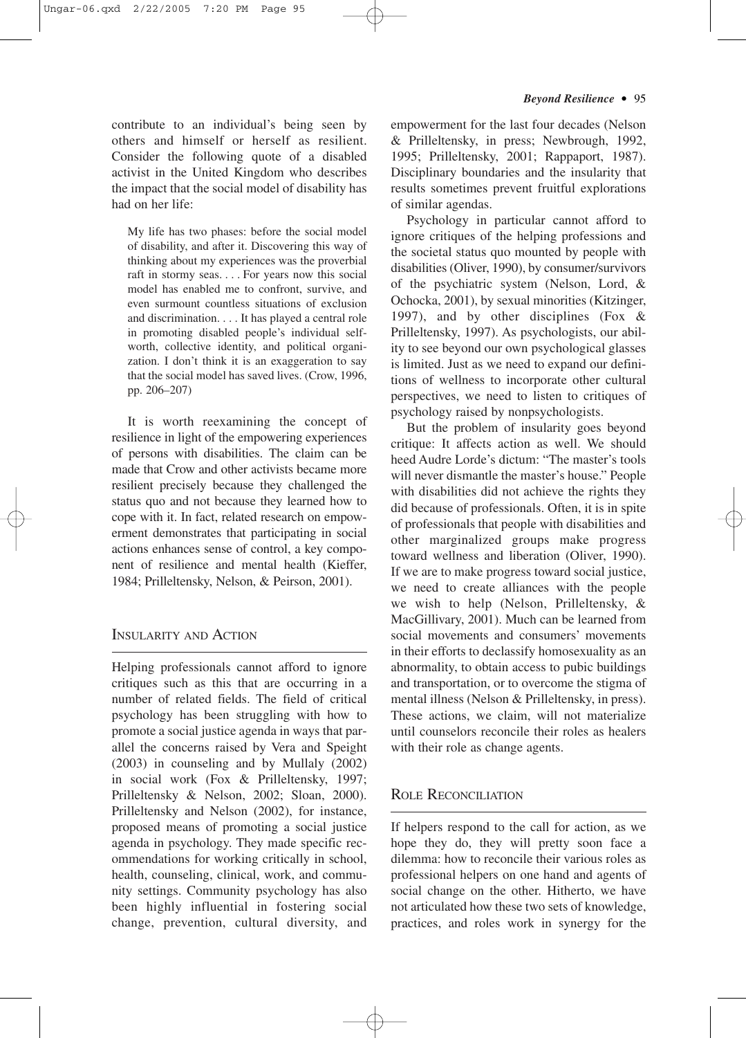contribute to an individual's being seen by others and himself or herself as resilient. Consider the following quote of a disabled activist in the United Kingdom who describes the impact that the social model of disability has had on her life:

> My life has two phases: before the social model of disability, and after it. Discovering this way of thinking about my experiences was the proverbial raft in stormy seas. . . . For years now this social model has enabled me to confront, survive, and even surmount countless situations of exclusion and discrimination. . . . It has played a central role in promoting disabled people's individual self-worth, collective identity, and political organization. I don't think it is an exaggeration to say that the social model has saved lives. (Crow, 1996, pp. 206–207)

It is worth reexamining the concept of resilience in light of the empowering experiences of persons with disabilities. The claim can be made that Crow and other activists became more resilient precisely because they challenged the status quo and not because they learned how to cope with it. In fact, related research on empowerment demonstrates that participating in social actions enhances sense of control, a key component of resilience and mental health (Kieffer, 1984; Prilleltensky, Nelson, & Peirson, 2001).

## Insularity and Action

Helping professionals cannot afford to ignore critiques such as this that are occurring in a number of related fields. The field of critical psychology has been struggling with how to promote a social justice agenda in ways that parallel the concerns raised by Vera and Speight (2003) in counseling and by Mullaly (2002) in social work (Fox & Prilleltensky, 1997; Prilleltensky & Nelson, 2002; Sloan, 2000). Prilleltensky and Nelson (2002), for instance, proposed means of promoting a social justice agenda in psychology. They made specific recommendations for working critically in school, health, counseling, clinical, work, and community settings. Community psychology has also been highly influential in fostering social change, prevention, cultural diversity, and empowerment for the last four decades (Nelson & Prilleltensky, in press; Newbrough, 1992, 1995; Prilleltensky, 2001; Rappaport, 1987). Disciplinary boundaries and the insularity that results sometimes prevent fruitful explorations of similar agendas.

Psychology in particular cannot afford to ignore critiques of the helping professions and the societal status quo mounted by people with disabilities (Oliver, 1990), by consumer/survivors of the psychiatric system (Nelson, Lord, & Ochocka, 2001), by sexual minorities (Kitzinger, 1997), and by other disciplines (Fox & Prilleltensky, 1997). As psychologists, our ability to see beyond our own psychological glasses is limited. Just as we need to expand our definitions of wellness to incorporate other cultural perspectives, we need to listen to critiques of psychology raised by nonpsychologists.

But the problem of insularity goes beyond critique: It affects action as well. We should heed Audre Lorde's dictum: "The master's tools will never dismantle the master's house." People with disabilities did not achieve the rights they did because of professionals. Often, it is in spite of professionals that people with disabilities and other marginalized groups make progress toward wellness and liberation (Oliver, 1990). If we are to make progress toward social justice, we need to create alliances with the people we wish to help (Nelson, Prilleltensky, & MacGillivary, 2001). Much can be learned from social movements and consumers' movements in their efforts to declassify homosexuality as an abnormality, to obtain access to pubic buildings and transportation, or to overcome the stigma of mental illness (Nelson & Prilleltensky, in press). These actions, we claim, will not materialize until counselors reconcile their roles as healers with their role as change agents.

## Role Reconciliation

If helpers respond to the call for action, as we hope they do, they will pretty soon face a dilemma: how to reconcile their various roles as professional helpers on one hand and agents of social change on the other. Hitherto, we have not articulated how these two sets of knowledge, practices, and roles work in synergy for the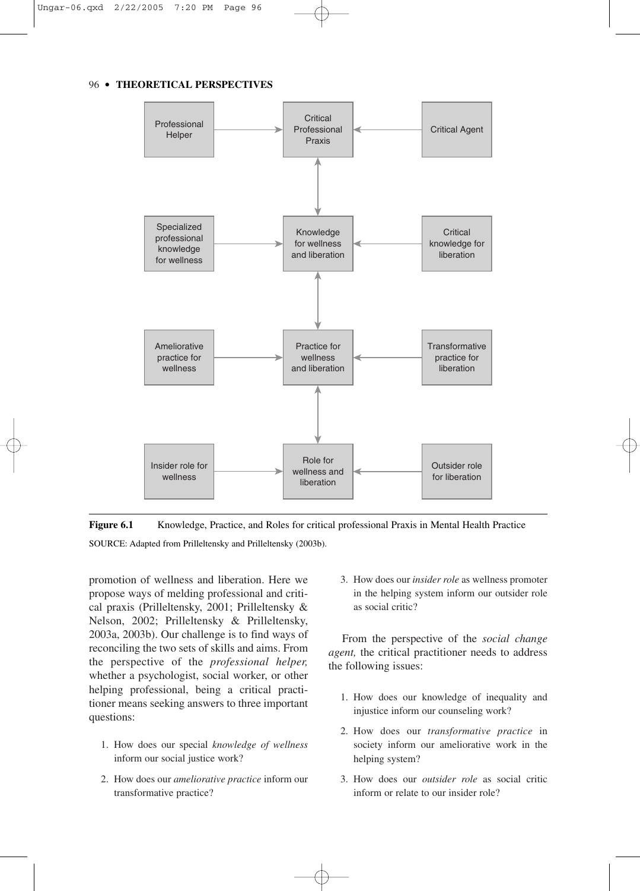Professional Helper → Critical Professional Praxis ← Critical Agent

Specialized professional knowledge for wellness → Knowledge for wellness and liberation ← Critical knowledge for liberation

Ameliorative practice for wellness → Practice for wellness and liberation ← Transformative practice for liberation

Insider role for wellness → Role for wellness and liberation ← Outsider role for liberation

**Figure 6.1** Knowledge, Practice, and Roles for critical professional Praxis in Mental Health Practice

SOURCE: Adapted from Prilleltensky and Prilleltensky (2003b).

promotion of wellness and liberation. Here we propose ways of melding professional and critical praxis (Prilleltensky, 2001; Prilleltensky & Nelson, 2002; Prilleltensky & Prilleltensky, 2003a, 2003b). Our challenge is to find ways of reconciling the two sets of skills and aims. From the perspective of the *professional helper,* whether a psychologist, social worker, or other helping professional, being a critical practitioner means seeking answers to three important questions:

1. How does our special *knowledge of wellness* inform our social justice work?
2. How does our *ameliorative practice* inform our transformative practice?
3. How does our *insider role* as wellness promoter in the helping system inform our outsider role as social critic?

From the perspective of the *social change agent,* the critical practitioner needs to address the following issues:

1. How does our knowledge of inequality and injustice inform our counseling work?
2. How does our *transformative practice* in society inform our ameliorative work in the helping system?
3. How does our *outsider role* as social critic inform or relate to our insider role?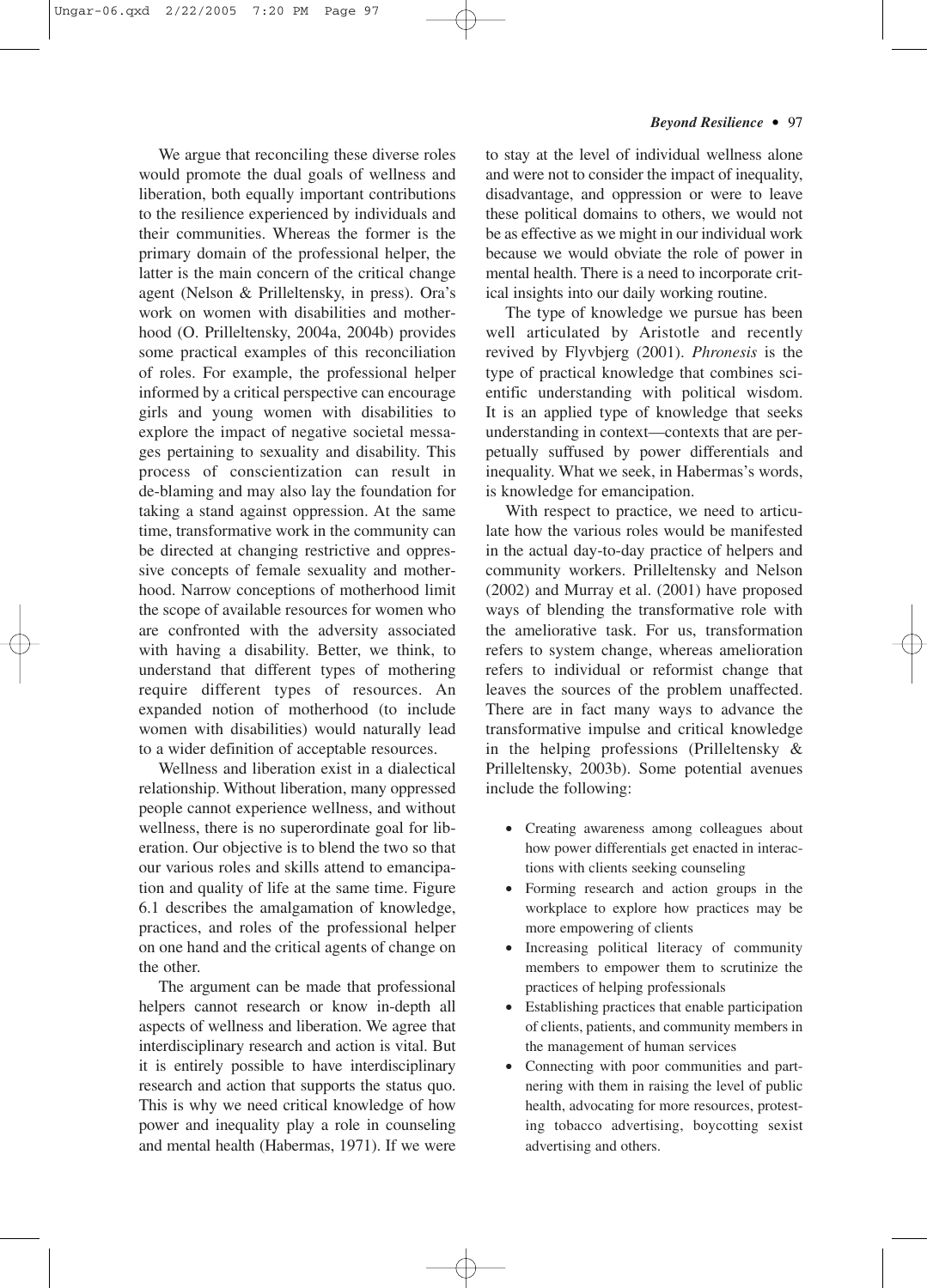We argue that reconciling these diverse roles would promote the dual goals of wellness and liberation, both equally important contributions to the resilience experienced by individuals and their communities. Whereas the former is the primary domain of the professional helper, the latter is the main concern of the critical change agent (Nelson & Prilleltensky, in press). Ora's work on women with disabilities and motherhood (O. Prilleltensky, 2004a, 2004b) provides some practical examples of this reconciliation of roles. For example, the professional helper informed by a critical perspective can encourage girls and young women with disabilities to explore the impact of negative societal messages pertaining to sexuality and disability. This process of conscientization can result in de-blaming and may also lay the foundation for taking a stand against oppression. At the same time, transformative work in the community can be directed at changing restrictive and oppressive concepts of female sexuality and motherhood. Narrow conceptions of motherhood limit the scope of available resources for women who are confronted with the adversity associated with having a disability. Better, we think, to understand that different types of mothering require different types of resources. An expanded notion of motherhood (to include women with disabilities) would naturally lead to a wider definition of acceptable resources.

Wellness and liberation exist in a dialectical relationship. Without liberation, many oppressed people cannot experience wellness, and without wellness, there is no superordinate goal for liberation. Our objective is to blend the two so that our various roles and skills attend to emancipation and quality of life at the same time. Figure 6.1 describes the amalgamation of knowledge, practices, and roles of the professional helper on one hand and the critical agents of change on the other.

The argument can be made that professional helpers cannot research or know in-depth all aspects of wellness and liberation. We agree that interdisciplinary research and action is vital. But it is entirely possible to have interdisciplinary research and action that supports the status quo. This is why we need critical knowledge of how power and inequality play a role in counseling and mental health (Habermas, 1971). If we were to stay at the level of individual wellness alone and were not to consider the impact of inequality, disadvantage, and oppression or were to leave these political domains to others, we would not be as effective as we might in our individual work because we would obviate the role of power in mental health. There is a need to incorporate critical insights into our daily working routine.

The type of knowledge we pursue has been well articulated by Aristotle and recently revived by Flyvbjerg (2001). *Phronesis* is the type of practical knowledge that combines scientific understanding with political wisdom. It is an applied type of knowledge that seeks understanding in context—contexts that are perpetually suffused by power differentials and inequality. What we seek, in Habermas's words, is knowledge for emancipation.

With respect to practice, we need to articulate how the various roles would be manifested in the actual day-to-day practice of helpers and community workers. Prilleltensky and Nelson (2002) and Murray et al. (2001) have proposed ways of blending the transformative role with the ameliorative task. For us, transformation refers to system change, whereas amelioration refers to individual or reformist change that leaves the sources of the problem unaffected. There are in fact many ways to advance the transformative impulse and critical knowledge in the helping professions (Prilleltensky & Prilleltensky, 2003b). Some potential avenues include the following:

- Creating awareness among colleagues about how power differentials get enacted in interactions with clients seeking counseling
- Forming research and action groups in the workplace to explore how practices may be more empowering of clients
- Increasing political literacy of community members to empower them to scrutinize the practices of helping professionals
- Establishing practices that enable participation of clients, patients, and community members in the management of human services
- Connecting with poor communities and partnering with them in raising the level of public health, advocating for more resources, protesting tobacco advertising, boycotting sexist advertising and others.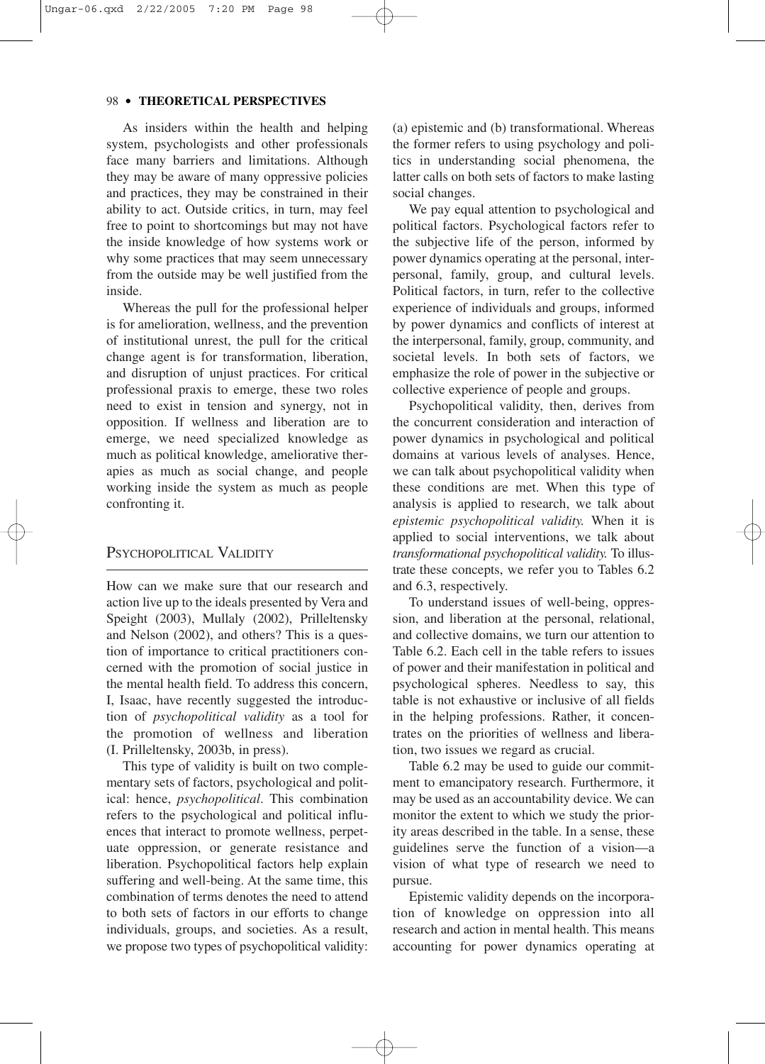As insiders within the health and helping system, psychologists and other professionals face many barriers and limitations. Although they may be aware of many oppressive policies and practices, they may be constrained in their ability to act. Outside critics, in turn, may feel free to point to shortcomings but may not have the inside knowledge of how systems work or why some practices that may seem unnecessary from the outside may be well justified from the inside.

Whereas the pull for the professional helper is for amelioration, wellness, and the prevention of institutional unrest, the pull for the critical change agent is for transformation, liberation, and disruption of unjust practices. For critical professional praxis to emerge, these two roles need to exist in tension and synergy, not in opposition. If wellness and liberation are to emerge, we need specialized knowledge as much as political knowledge, ameliorative therapies as much as social change, and people working inside the system as much as people confronting it.

## Psychopolitical Validity

How can we make sure that our research and action live up to the ideals presented by Vera and Speight (2003), Mullaly (2002), Prilleltensky and Nelson (2002), and others? This is a question of importance to critical practitioners concerned with the promotion of social justice in the mental health field. To address this concern, I, Isaac, have recently suggested the introduction of *psychopolitical validity* as a tool for the promotion of wellness and liberation (I. Prilleltensky, 2003b, in press).

This type of validity is built on two complementary sets of factors, psychological and political: hence, *psychopolitical*. This combination refers to the psychological and political influences that interact to promote wellness, perpetuate oppression, or generate resistance and liberation. Psychopolitical factors help explain suffering and well-being. At the same time, this combination of terms denotes the need to attend to both sets of factors in our efforts to change individuals, groups, and societies. As a result, we propose two types of psychopolitical validity: (a) epistemic and (b) transformational. Whereas the former refers to using psychology and politics in understanding social phenomena, the latter calls on both sets of factors to make lasting social changes.

We pay equal attention to psychological and political factors. Psychological factors refer to the subjective life of the person, informed by power dynamics operating at the personal, interpersonal, family, group, and cultural levels. Political factors, in turn, refer to the collective experience of individuals and groups, informed by power dynamics and conflicts of interest at the interpersonal, family, group, community, and societal levels. In both sets of factors, we emphasize the role of power in the subjective or collective experience of people and groups.

Psychopolitical validity, then, derives from the concurrent consideration and interaction of power dynamics in psychological and political domains at various levels of analyses. Hence, we can talk about psychopolitical validity when these conditions are met. When this type of analysis is applied to research, we talk about *epistemic psychopolitical validity.* When it is applied to social interventions, we talk about *transformational psychopolitical validity.* To illustrate these concepts, we refer you to Tables 6.2 and 6.3, respectively.

To understand issues of well-being, oppression, and liberation at the personal, relational, and collective domains, we turn our attention to Table 6.2. Each cell in the table refers to issues of power and their manifestation in political and psychological spheres. Needless to say, this table is not exhaustive or inclusive of all fields in the helping professions. Rather, it concentrates on the priorities of wellness and liberation, two issues we regard as crucial.

Table 6.2 may be used to guide our commitment to emancipatory research. Furthermore, it may be used as an accountability device. We can monitor the extent to which we study the priority areas described in the table. In a sense, these guidelines serve the function of a vision—a vision of what type of research we need to pursue.

Epistemic validity depends on the incorporation of knowledge on oppression into all research and action in mental health. This means accounting for power dynamics operating at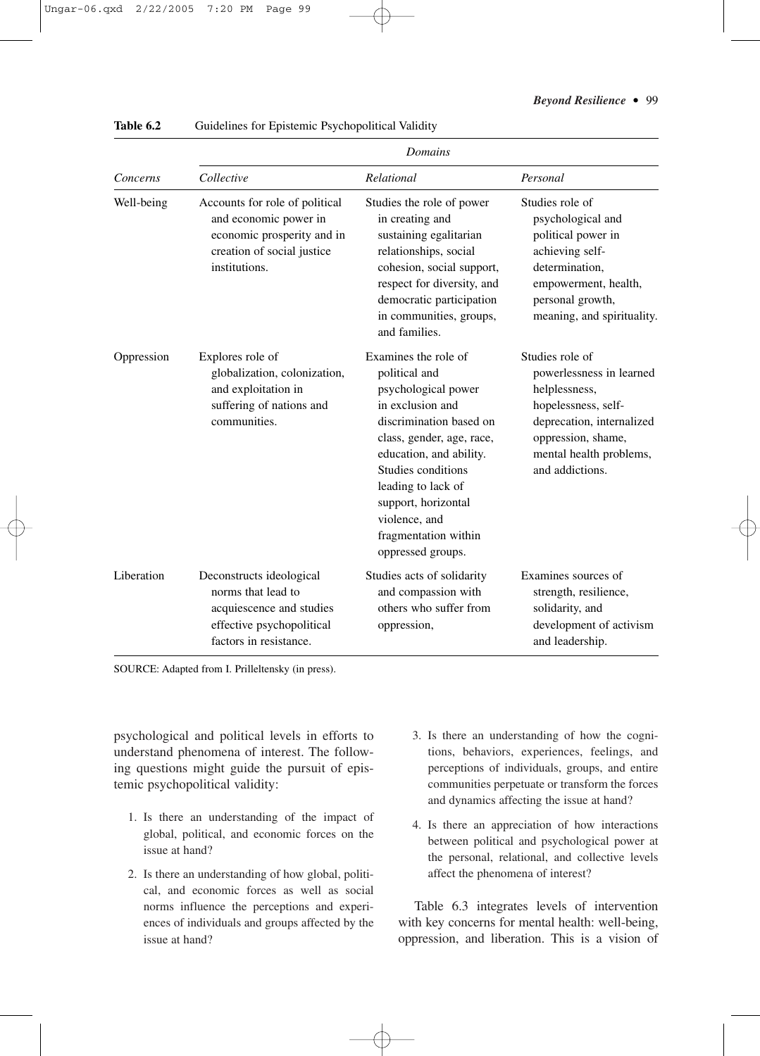**Table 6.2** Guidelines for Epistemic Psychopolitical Validity

| | *Domains* | | |
|---|---|---|---|
| *Concerns* | *Collective* | *Relational* | *Personal* |
| Well-being | Accounts for role of political and economic power in economic prosperity and in creation of social justice institutions. | Studies the role of power in creating and sustaining egalitarian relationships, social cohesion, social support, respect for diversity, and democratic participation in communities, groups, and families. | Studies role of psychological and political power in achieving self-determination, empowerment, health, personal growth, meaning, and spirituality. |
| Oppression | Explores role of globalization, colonization, and exploitation in suffering of nations and communities. | Examines the role of political and psychological power in exclusion and discrimination based on class, gender, age, race, education, and ability. Studies conditions leading to lack of support, horizontal violence, and fragmentation within oppressed groups. | Studies role of powerlessness in learned helplessness, hopelessness, self-deprecation, internalized oppression, shame, mental health problems, and addictions. |
| Liberation | Deconstructs ideological norms that lead to acquiescence and studies effective psychopolitical factors in resistance. | Studies acts of solidarity and compassion with others who suffer from oppression, | Examines sources of strength, resilience, solidarity, and development of activism and leadership. |

SOURCE: Adapted from I. Prilleltensky (in press).

psychological and political levels in efforts to understand phenomena of interest. The following questions might guide the pursuit of epistemic psychopolitical validity:

1. Is there an understanding of the impact of global, political, and economic forces on the issue at hand?
2. Is there an understanding of how global, political, and economic forces as well as social norms influence the perceptions and experiences of individuals and groups affected by the issue at hand?
3. Is there an understanding of how the cognitions, behaviors, experiences, feelings, and perceptions of individuals, groups, and entire communities perpetuate or transform the forces and dynamics affecting the issue at hand?
4. Is there an appreciation of how interactions between political and psychological power at the personal, relational, and collective levels affect the phenomena of interest?

Table 6.3 integrates levels of intervention with key concerns for mental health: well-being, oppression, and liberation. This is a vision of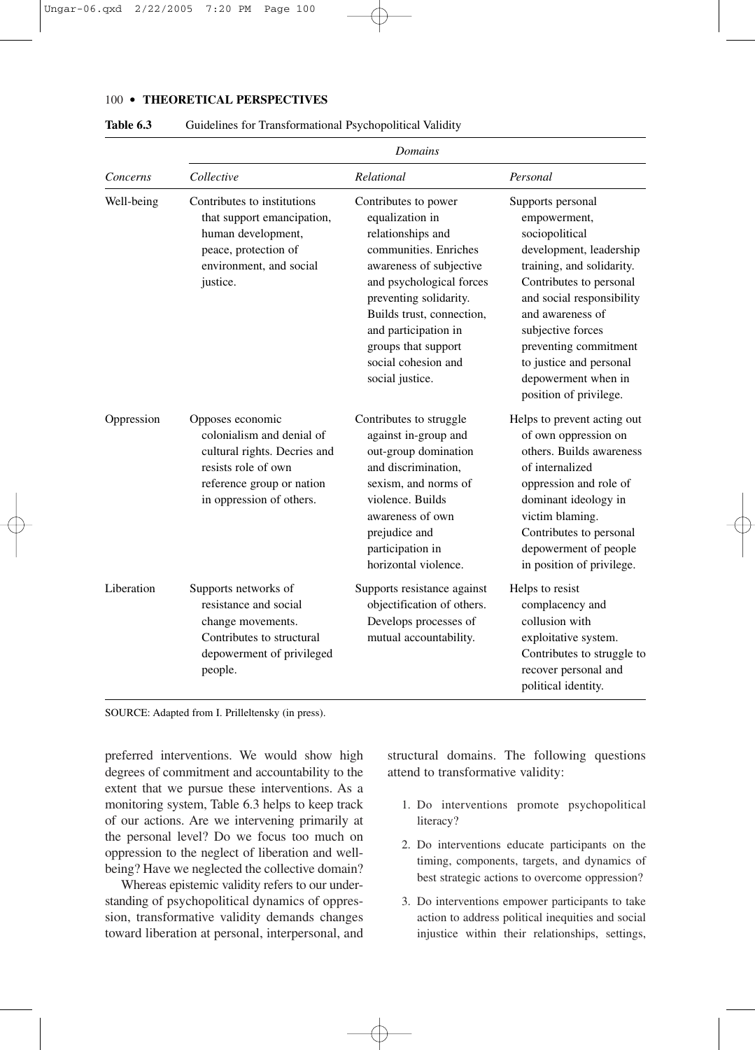**Table 6.3** Guidelines for Transformational Psychopolitical Validity

| | *Domains* | | |
|---|---|---|---|
| *Concerns* | *Collective* | *Relational* | *Personal* |
| Well-being | Contributes to institutions that support emancipation, human development, peace, protection of environment, and social justice. | Contributes to power equalization in relationships and communities. Enriches awareness of subjective and psychological forces preventing solidarity. Builds trust, connection, and participation in groups that support social cohesion and social justice. | Supports personal empowerment, sociopolitical development, leadership training, and solidarity. Contributes to personal and social responsibility and awareness of subjective forces preventing commitment to justice and personal depowerment when in position of privilege. |
| Oppression | Opposes economic colonialism and denial of cultural rights. Decries and resists role of own reference group or nation in oppression of others. | Contributes to struggle against in-group and out-group domination and discrimination, sexism, and norms of violence. Builds awareness of own prejudice and participation in horizontal violence. | Helps to prevent acting out of own oppression on others. Builds awareness of internalized oppression and role of dominant ideology in victim blaming. Contributes to personal depowerment of people in position of privilege. |
| Liberation | Supports networks of resistance and social change movements. Contributes to structural depowerment of privileged people. | Supports resistance against objectification of others. Develops processes of mutual accountability. | Helps to resist complacency and collusion with exploitative system. Contributes to struggle to recover personal and political identity. |

SOURCE: Adapted from I. Prilleltensky (in press).

preferred interventions. We would show high degrees of commitment and accountability to the extent that we pursue these interventions. As a monitoring system, Table 6.3 helps to keep track of our actions. Are we intervening primarily at the personal level? Do we focus too much on oppression to the neglect of liberation and well-being? Have we neglected the collective domain?

Whereas epistemic validity refers to our understanding of psychopolitical dynamics of oppression, transformative validity demands changes toward liberation at personal, interpersonal, and structural domains. The following questions attend to transformative validity:

1. Do interventions promote psychopolitical literacy?
2. Do interventions educate participants on the timing, components, targets, and dynamics of best strategic actions to overcome oppression?
3. Do interventions empower participants to take action to address political inequities and social injustice within their relationships, settings,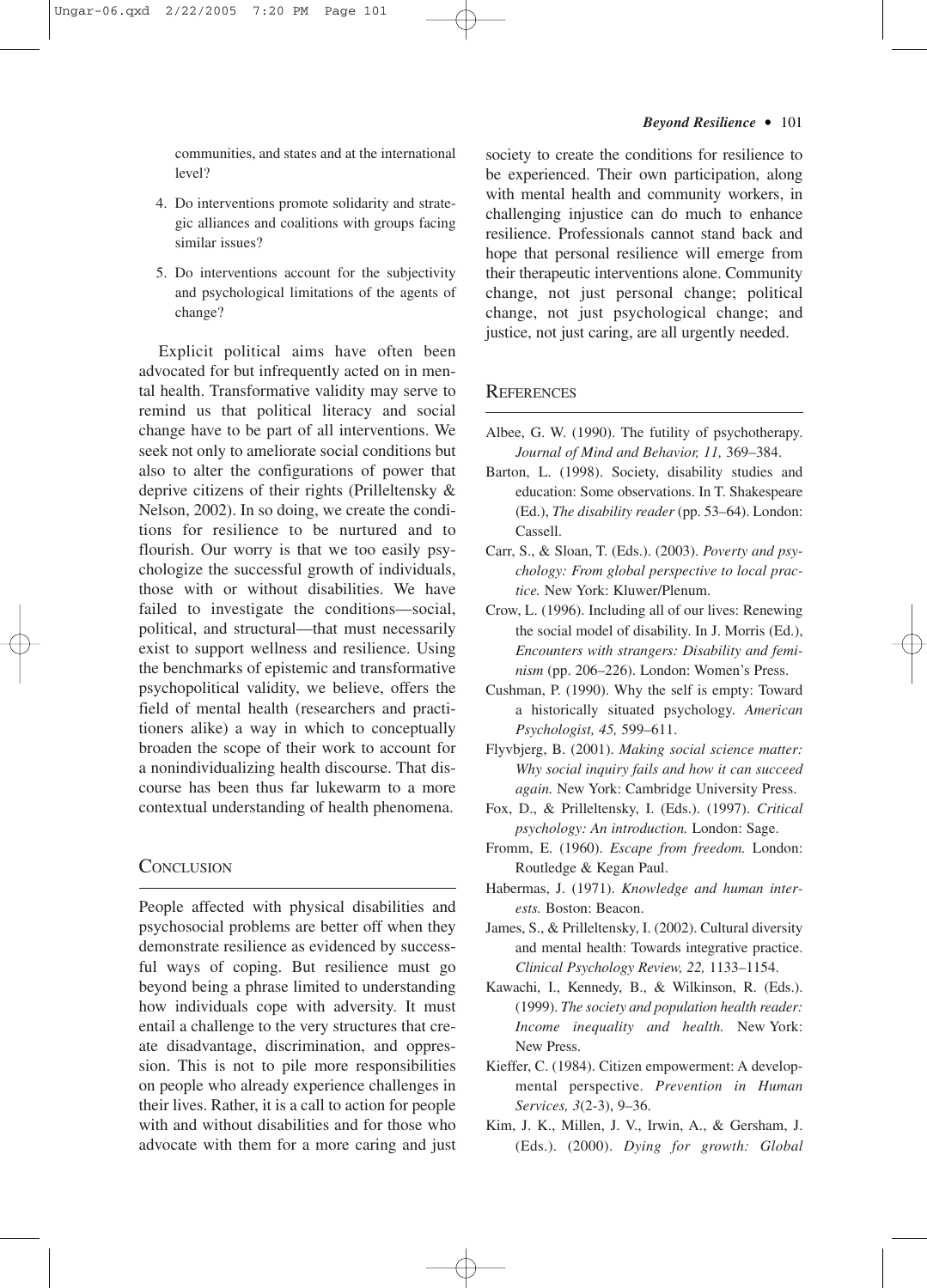communities, and states and at the international level?

4. Do interventions promote solidarity and strategic alliances and coalitions with groups facing similar issues?
5. Do interventions account for the subjectivity and psychological limitations of the agents of change?

Explicit political aims have often been advocated for but infrequently acted on in mental health. Transformative validity may serve to remind us that political literacy and social change have to be part of all interventions. We seek not only to ameliorate social conditions but also to alter the configurations of power that deprive citizens of their rights (Prilleltensky & Nelson, 2002). In so doing, we create the conditions for resilience to be nurtured and to flourish. Our worry is that we too easily psychologize the successful growth of individuals, those with or without disabilities. We have failed to investigate the conditions—social, political, and structural—that must necessarily exist to support wellness and resilience. Using the benchmarks of epistemic and transformative psychopolitical validity, we believe, offers the field of mental health (researchers and practitioners alike) a way in which to conceptually broaden the scope of their work to account for a nonindividualizing health discourse. That discourse has been thus far lukewarm to a more contextual understanding of health phenomena.

## Conclusion

People affected with physical disabilities and psychosocial problems are better off when they demonstrate resilience as evidenced by successful ways of coping. But resilience must go beyond being a phrase limited to understanding how individuals cope with adversity. It must entail a challenge to the very structures that create disadvantage, discrimination, and oppression. This is not to pile more responsibilities on people who already experience challenges in their lives. Rather, it is a call to action for people with and without disabilities and for those who advocate with them for a more caring and just society to create the conditions for resilience to be experienced. Their own participation, along with mental health and community workers, in challenging injustice can do much to enhance resilience. Professionals cannot stand back and hope that personal resilience will emerge from their therapeutic interventions alone. Community change, not just personal change; political change, not just psychological change; and justice, not just caring, are all urgently needed.

## References

Albee, G. W. (1990). The futility of psychotherapy. *Journal of Mind and Behavior, 11,* 369–384.

Barton, L. (1998). Society, disability studies and education: Some observations. In T. Shakespeare (Ed.), *The disability reader* (pp. 53–64). London: Cassell.

Carr, S., & Sloan, T. (Eds.). (2003). *Poverty and psychology: From global perspective to local practice.* New York: Kluwer/Plenum.

Crow, L. (1996). Including all of our lives: Renewing the social model of disability. In J. Morris (Ed.), *Encounters with strangers: Disability and feminism* (pp. 206–226). London: Women's Press.

Cushman, P. (1990). Why the self is empty: Toward a historically situated psychology. *American Psychologist, 45,* 599–611.

Flyvbjerg, B. (2001). *Making social science matter: Why social inquiry fails and how it can succeed again.* New York: Cambridge University Press.

Fox, D., & Prilleltensky, I. (Eds.). (1997). *Critical psychology: An introduction.* London: Sage.

Fromm, E. (1960). *Escape from freedom.* London: Routledge & Kegan Paul.

Habermas, J. (1971). *Knowledge and human interests.* Boston: Beacon.

James, S., & Prilleltensky, I. (2002). Cultural diversity and mental health: Towards integrative practice. *Clinical Psychology Review, 22,* 1133–1154.

Kawachi, I., Kennedy, B., & Wilkinson, R. (Eds.). (1999). *The society and population health reader: Income inequality and health.* New York: New Press.

Kieffer, C. (1984). Citizen empowerment: A developmental perspective. *Prevention in Human Services, 3*(2-3), 9–36.

Kim, J. K., Millen, J. V., Irwin, A., & Gersham, J. (Eds.). (2000). *Dying for growth: Global*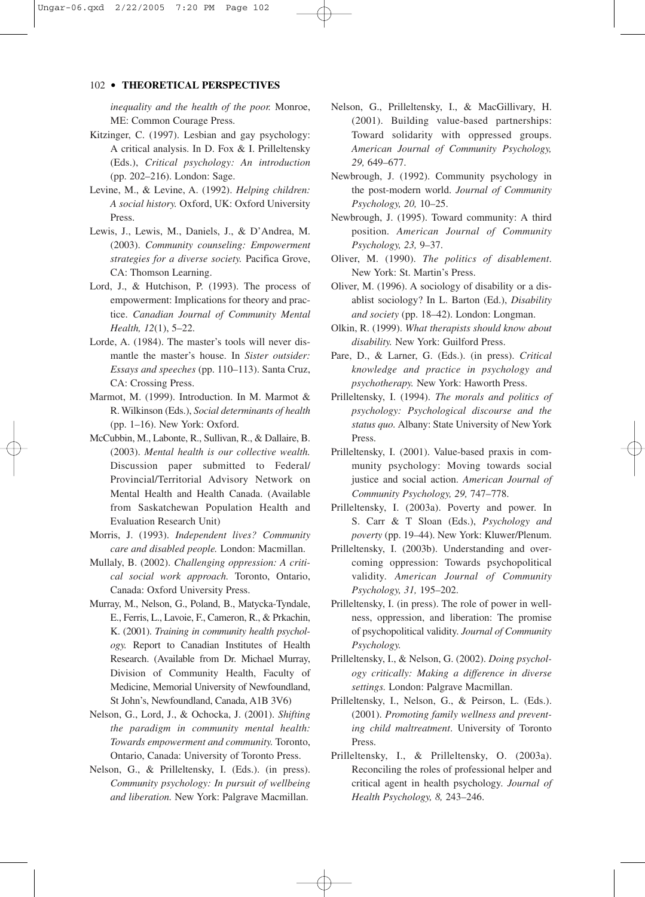*inequality and the health of the poor.* Monroe, ME: Common Courage Press.

Kitzinger, C. (1997). Lesbian and gay psychology: A critical analysis. In D. Fox & I. Prilleltensky (Eds.), *Critical psychology: An introduction* (pp. 202–216). London: Sage.

Levine, M., & Levine, A. (1992). *Helping children: A social history.* Oxford, UK: Oxford University Press.

Lewis, J., Lewis, M., Daniels, J., & D'Andrea, M. (2003). *Community counseling: Empowerment strategies for a diverse society.* Pacifica Grove, CA: Thomson Learning.

Lord, J., & Hutchison, P. (1993). The process of empowerment: Implications for theory and practice. *Canadian Journal of Community Mental Health, 12*(1), 5–22.

Lorde, A. (1984). The master's tools will never dismantle the master's house. In *Sister outsider: Essays and speeches* (pp. 110–113). Santa Cruz, CA: Crossing Press.

Marmot, M. (1999). Introduction. In M. Marmot & R. Wilkinson (Eds.), *Social determinants of health* (pp. 1–16). New York: Oxford.

McCubbin, M., Labonte, R., Sullivan, R., & Dallaire, B. (2003). *Mental health is our collective wealth.* Discussion paper submitted to Federal/Provincial/Territorial Advisory Network on Mental Health and Health Canada. (Available from Saskatchewan Population Health and Evaluation Research Unit)

Morris, J. (1993). *Independent lives? Community care and disabled people.* London: Macmillan.

Mullaly, B. (2002). *Challenging oppression: A critical social work approach.* Toronto, Ontario, Canada: Oxford University Press.

Murray, M., Nelson, G., Poland, B., Matycka-Tyndale, E., Ferris, L., Lavoie, F., Cameron, R., & Prkachin, K. (2001). *Training in community health psychology.* Report to Canadian Institutes of Health Research. (Available from Dr. Michael Murray, Division of Community Health, Faculty of Medicine, Memorial University of Newfoundland, St John's, Newfoundland, Canada, A1B 3V6)

Nelson, G., Lord, J., & Ochocka, J. (2001). *Shifting the paradigm in community mental health: Towards empowerment and community.* Toronto, Ontario, Canada: University of Toronto Press.

Nelson, G., & Prilleltensky, I. (Eds.). (in press). *Community psychology: In pursuit of wellbeing and liberation.* New York: Palgrave Macmillan.

Nelson, G., Prilleltensky, I., & MacGillivary, H. (2001). Building value-based partnerships: Toward solidarity with oppressed groups. *American Journal of Community Psychology, 29,* 649–677.

Newbrough, J. (1992). Community psychology in the post-modern world. *Journal of Community Psychology, 20,* 10–25.

Newbrough, J. (1995). Toward community: A third position. *American Journal of Community Psychology, 23,* 9–37.

Oliver, M. (1990). *The politics of disablement*. New York: St. Martin's Press.

Oliver, M. (1996). A sociology of disability or a disablist sociology? In L. Barton (Ed.), *Disability and society* (pp. 18–42). London: Longman.

Olkin, R. (1999). *What therapists should know about disability.* New York: Guilford Press.

Pare, D., & Larner, G. (Eds.). (in press). *Critical knowledge and practice in psychology and psychotherapy.* New York: Haworth Press.

Prilleltensky, I. (1994). *The morals and politics of psychology: Psychological discourse and the status quo.* Albany: State University of New York Press.

Prilleltensky, I. (2001). Value-based praxis in community psychology: Moving towards social justice and social action. *American Journal of Community Psychology, 29,* 747–778.

Prilleltensky, I. (2003a). Poverty and power. In S. Carr & T Sloan (Eds.), *Psychology and poverty* (pp. 19–44). New York: Kluwer/Plenum.

Prilleltensky, I. (2003b). Understanding and overcoming oppression: Towards psychopolitical validity. *American Journal of Community Psychology, 31,* 195–202.

Prilleltensky, I. (in press). The role of power in wellness, oppression, and liberation: The promise of psychopolitical validity. *Journal of Community Psychology.*

Prilleltensky, I., & Nelson, G. (2002). *Doing psychology critically: Making a difference in diverse settings.* London: Palgrave Macmillan.

Prilleltensky, I., Nelson, G., & Peirson, L. (Eds.). (2001). *Promoting family wellness and preventing child maltreatment*. University of Toronto Press.

Prilleltensky, I., & Prilleltensky, O. (2003a). Reconciling the roles of professional helper and critical agent in health psychology. *Journal of Health Psychology, 8,* 243–246.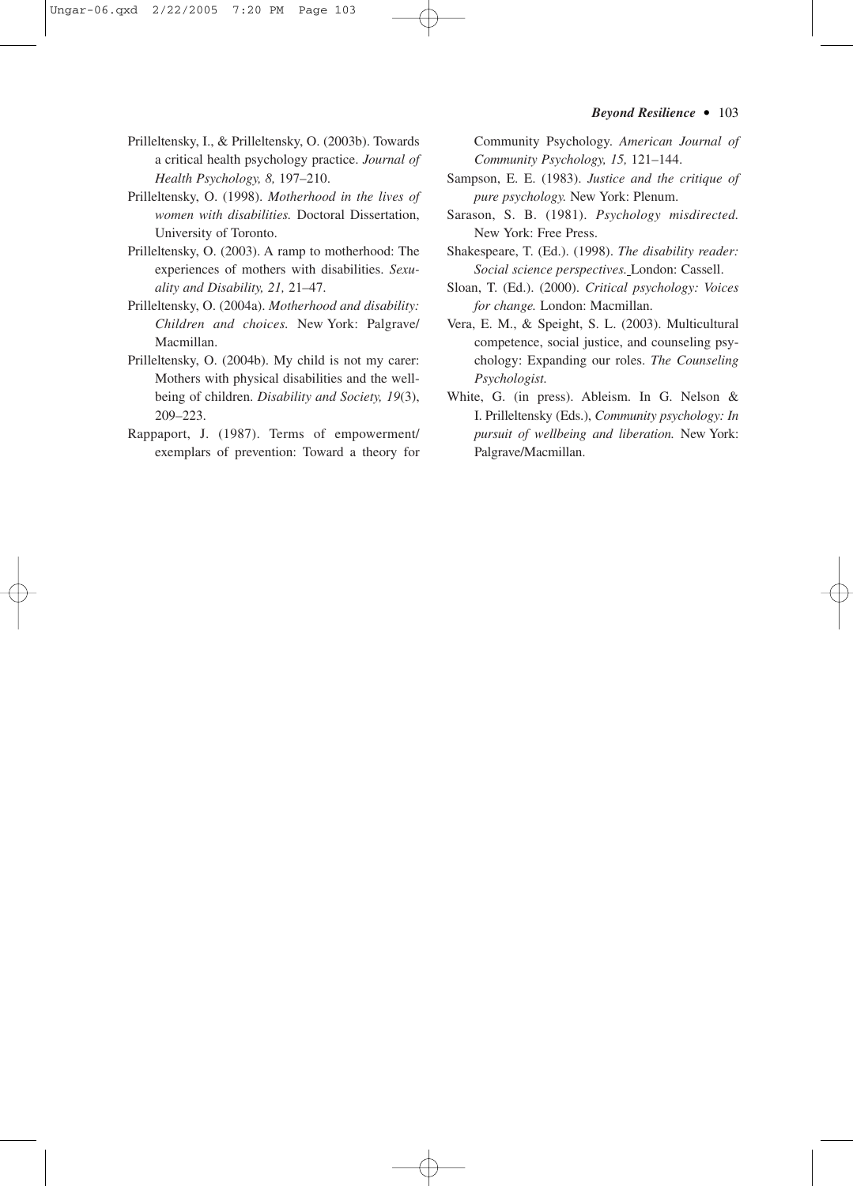Prilleltensky, I., & Prilleltensky, O. (2003b). Towards a critical health psychology practice. *Journal of Health Psychology, 8,* 197–210.

Prilleltensky, O. (1998). *Motherhood in the lives of women with disabilities.* Doctoral Dissertation, University of Toronto.

Prilleltensky, O. (2003). A ramp to motherhood: The experiences of mothers with disabilities. *Sexuality and Disability, 21,* 21–47.

Prilleltensky, O. (2004a). *Motherhood and disability: Children and choices.* New York: Palgrave/Macmillan.

Prilleltensky, O. (2004b). My child is not my carer: Mothers with physical disabilities and the wellbeing of children. *Disability and Society, 19*(3), 209–223.

Rappaport, J. (1987). Terms of empowerment/exemplars of prevention: Toward a theory for Community Psychology. *American Journal of Community Psychology, 15,* 121–144.

Sampson, E. E. (1983). *Justice and the critique of pure psychology.* New York: Plenum.

Sarason, S. B. (1981). *Psychology misdirected.* New York: Free Press.

Shakespeare, T. (Ed.). (1998). *The disability reader: Social science perspectives.* London: Cassell.

Sloan, T. (Ed.). (2000). *Critical psychology: Voices for change.* London: Macmillan.

Vera, E. M., & Speight, S. L. (2003). Multicultural competence, social justice, and counseling psychology: Expanding our roles. *The Counseling Psychologist.*

White, G. (in press). Ableism. In G. Nelson & I. Prilleltensky (Eds.), *Community psychology: In pursuit of wellbeing and liberation.* New York: Palgrave/Macmillan.